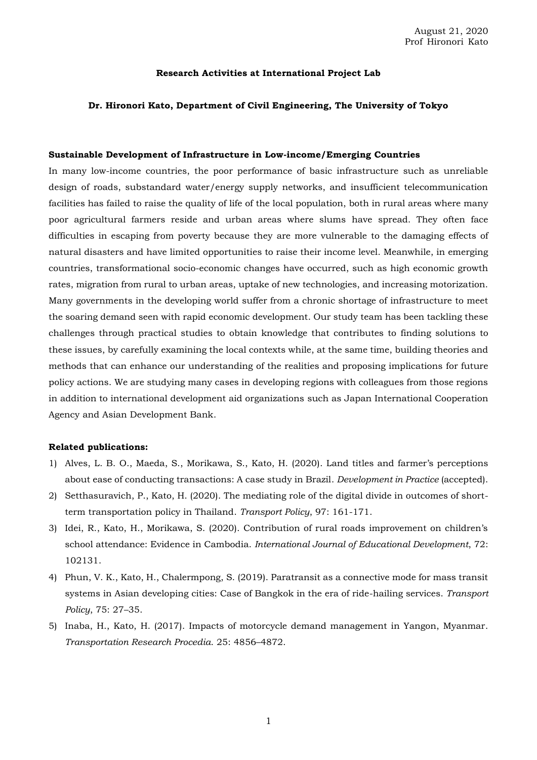August 21, 2020
Prof Hironori Kato

**Research Activities at International Project Lab**

**Dr. Hironori Kato, Department of Civil Engineering, The University of Tokyo**

**Sustainable Development of Infrastructure in Low-income/Emerging Countries**

In many low-income countries, the poor performance of basic infrastructure such as unreliable design of roads, substandard water/energy supply networks, and insufficient telecommunication facilities has failed to raise the quality of life of the local population, both in rural areas where many poor agricultural farmers reside and urban areas where slums have spread. They often face difficulties in escaping from poverty because they are more vulnerable to the damaging effects of natural disasters and have limited opportunities to raise their income level. Meanwhile, in emerging countries, transformational socio-economic changes have occurred, such as high economic growth rates, migration from rural to urban areas, uptake of new technologies, and increasing motorization. Many governments in the developing world suffer from a chronic shortage of infrastructure to meet the soaring demand seen with rapid economic development. Our study team has been tackling these challenges through practical studies to obtain knowledge that contributes to finding solutions to these issues, by carefully examining the local contexts while, at the same time, building theories and methods that can enhance our understanding of the realities and proposing implications for future policy actions. We are studying many cases in developing regions with colleagues from those regions in addition to international development aid organizations such as Japan International Cooperation Agency and Asian Development Bank.

**Related publications:**

1) Alves, L. B. O., Maeda, S., Morikawa, S., Kato, H. (2020). Land titles and farmer's perceptions about ease of conducting transactions: A case study in Brazil. *Development in Practice* (accepted).
2) Setthasuravich, P., Kato, H. (2020). The mediating role of the digital divide in outcomes of short-term transportation policy in Thailand. *Transport Policy*, 97: 161-171.
3) Idei, R., Kato, H., Morikawa, S. (2020). Contribution of rural roads improvement on children's school attendance: Evidence in Cambodia. *International Journal of Educational Development*, 72: 102131.
4) Phun, V. K., Kato, H., Chalermpong, S. (2019). Paratransit as a connective mode for mass transit systems in Asian developing cities: Case of Bangkok in the era of ride-hailing services. *Transport Policy*, 75: 27–35.
5) Inaba, H., Kato, H. (2017). Impacts of motorcycle demand management in Yangon, Myanmar. *Transportation Research Procedia*. 25: 4856–4872.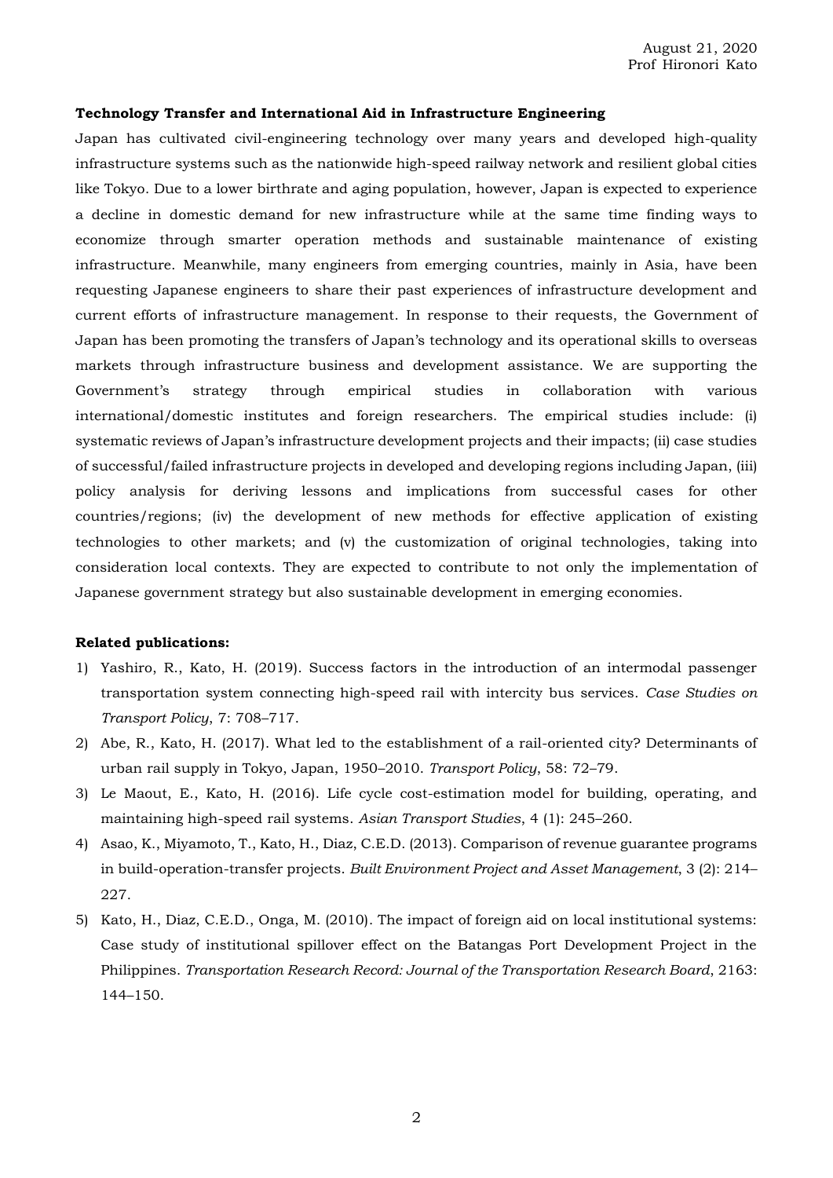August 21, 2020
Prof Hironori Kato

**Technology Transfer and International Aid in Infrastructure Engineering**

Japan has cultivated civil-engineering technology over many years and developed high-quality infrastructure systems such as the nationwide high-speed railway network and resilient global cities like Tokyo. Due to a lower birthrate and aging population, however, Japan is expected to experience a decline in domestic demand for new infrastructure while at the same time finding ways to economize through smarter operation methods and sustainable maintenance of existing infrastructure. Meanwhile, many engineers from emerging countries, mainly in Asia, have been requesting Japanese engineers to share their past experiences of infrastructure development and current efforts of infrastructure management. In response to their requests, the Government of Japan has been promoting the transfers of Japan's technology and its operational skills to overseas markets through infrastructure business and development assistance. We are supporting the Government's strategy through empirical studies in collaboration with various international/domestic institutes and foreign researchers. The empirical studies include: (i) systematic reviews of Japan's infrastructure development projects and their impacts; (ii) case studies of successful/failed infrastructure projects in developed and developing regions including Japan, (iii) policy analysis for deriving lessons and implications from successful cases for other countries/regions; (iv) the development of new methods for effective application of existing technologies to other markets; and (v) the customization of original technologies, taking into consideration local contexts. They are expected to contribute to not only the implementation of Japanese government strategy but also sustainable development in emerging economies.

**Related publications:**

1) Yashiro, R., Kato, H. (2019). Success factors in the introduction of an intermodal passenger transportation system connecting high-speed rail with intercity bus services. *Case Studies on Transport Policy*, 7: 708–717.
2) Abe, R., Kato, H. (2017). What led to the establishment of a rail-oriented city? Determinants of urban rail supply in Tokyo, Japan, 1950–2010. *Transport Policy*, 58: 72–79.
3) Le Maout, E., Kato, H. (2016). Life cycle cost-estimation model for building, operating, and maintaining high-speed rail systems. *Asian Transport Studies*, 4 (1): 245–260.
4) Asao, K., Miyamoto, T., Kato, H., Diaz, C.E.D. (2013). Comparison of revenue guarantee programs in build-operation-transfer projects. *Built Environment Project and Asset Management*, 3 (2): 214–227.
5) Kato, H., Diaz, C.E.D., Onga, M. (2010). The impact of foreign aid on local institutional systems: Case study of institutional spillover effect on the Batangas Port Development Project in the Philippines. *Transportation Research Record: Journal of the Transportation Research Board*, 2163: 144–150.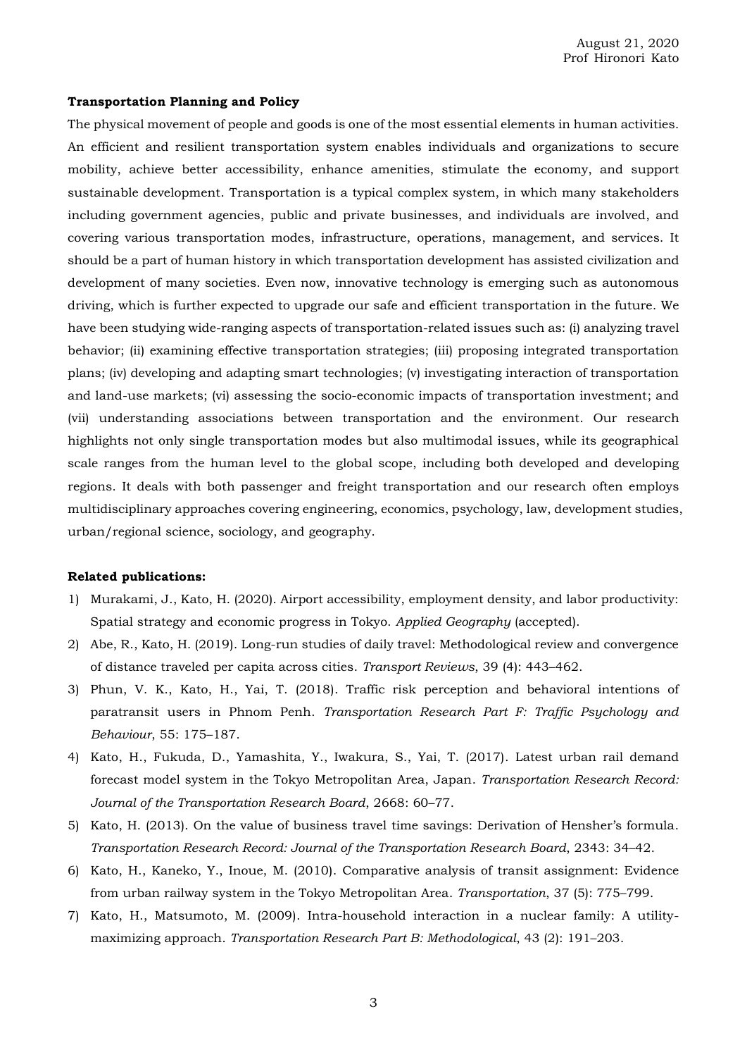August 21, 2020
Prof Hironori Kato

**Transportation Planning and Policy**

The physical movement of people and goods is one of the most essential elements in human activities. An efficient and resilient transportation system enables individuals and organizations to secure mobility, achieve better accessibility, enhance amenities, stimulate the economy, and support sustainable development. Transportation is a typical complex system, in which many stakeholders including government agencies, public and private businesses, and individuals are involved, and covering various transportation modes, infrastructure, operations, management, and services. It should be a part of human history in which transportation development has assisted civilization and development of many societies. Even now, innovative technology is emerging such as autonomous driving, which is further expected to upgrade our safe and efficient transportation in the future. We have been studying wide-ranging aspects of transportation-related issues such as: (i) analyzing travel behavior; (ii) examining effective transportation strategies; (iii) proposing integrated transportation plans; (iv) developing and adapting smart technologies; (v) investigating interaction of transportation and land-use markets; (vi) assessing the socio-economic impacts of transportation investment; and (vii) understanding associations between transportation and the environment. Our research highlights not only single transportation modes but also multimodal issues, while its geographical scale ranges from the human level to the global scope, including both developed and developing regions. It deals with both passenger and freight transportation and our research often employs multidisciplinary approaches covering engineering, economics, psychology, law, development studies, urban/regional science, sociology, and geography.

**Related publications:**

1) Murakami, J., Kato, H. (2020). Airport accessibility, employment density, and labor productivity: Spatial strategy and economic progress in Tokyo. *Applied Geography* (accepted).
2) Abe, R., Kato, H. (2019). Long-run studies of daily travel: Methodological review and convergence of distance traveled per capita across cities. *Transport Reviews*, 39 (4): 443–462.
3) Phun, V. K., Kato, H., Yai, T. (2018). Traffic risk perception and behavioral intentions of paratransit users in Phnom Penh. *Transportation Research Part F: Traffic Psychology and Behaviour*, 55: 175–187.
4) Kato, H., Fukuda, D., Yamashita, Y., Iwakura, S., Yai, T. (2017). Latest urban rail demand forecast model system in the Tokyo Metropolitan Area, Japan. *Transportation Research Record: Journal of the Transportation Research Board*, 2668: 60–77.
5) Kato, H. (2013). On the value of business travel time savings: Derivation of Hensher's formula. *Transportation Research Record: Journal of the Transportation Research Board*, 2343: 34–42.
6) Kato, H., Kaneko, Y., Inoue, M. (2010). Comparative analysis of transit assignment: Evidence from urban railway system in the Tokyo Metropolitan Area. *Transportation*, 37 (5): 775–799.
7) Kato, H., Matsumoto, M. (2009). Intra-household interaction in a nuclear family: A utility-maximizing approach. *Transportation Research Part B: Methodological*, 43 (2): 191–203.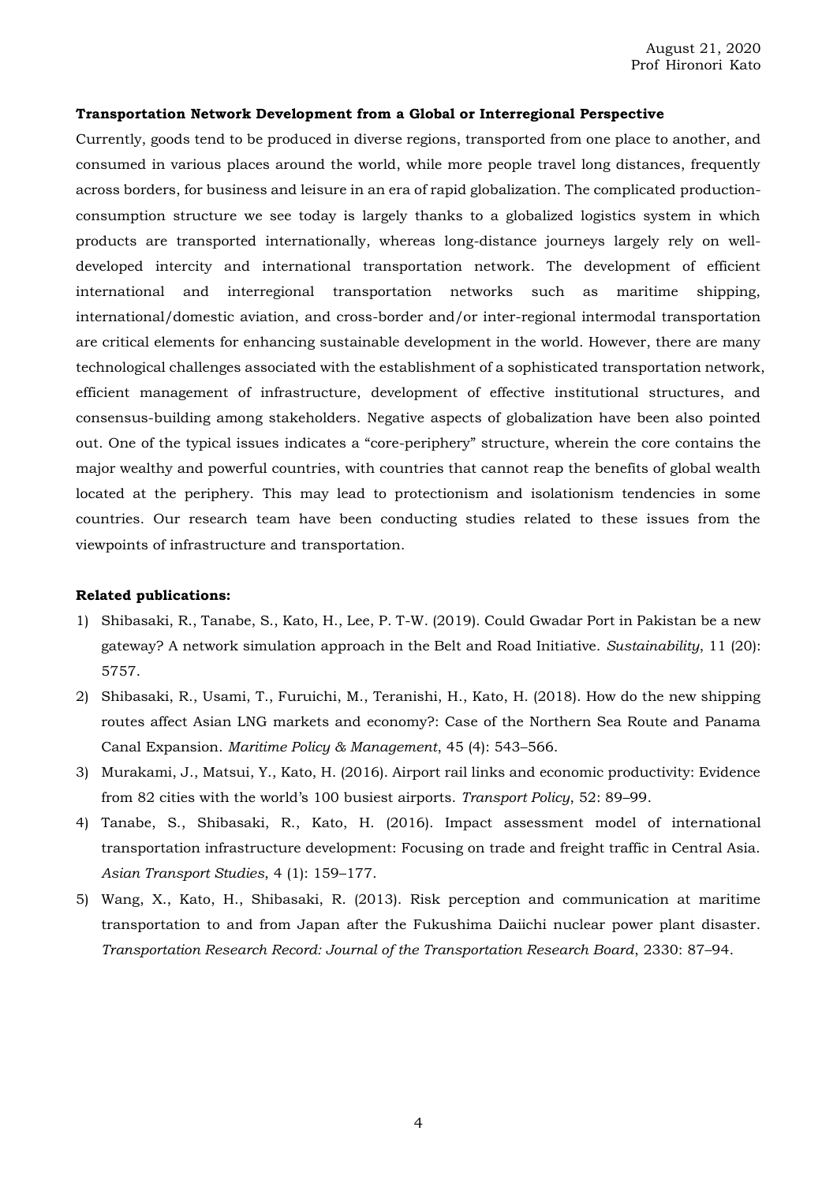August 21, 2020
Prof Hironori Kato

**Transportation Network Development from a Global or Interregional Perspective**

Currently, goods tend to be produced in diverse regions, transported from one place to another, and consumed in various places around the world, while more people travel long distances, frequently across borders, for business and leisure in an era of rapid globalization. The complicated production-consumption structure we see today is largely thanks to a globalized logistics system in which products are transported internationally, whereas long-distance journeys largely rely on well-developed intercity and international transportation network. The development of efficient international and interregional transportation networks such as maritime shipping, international/domestic aviation, and cross-border and/or inter-regional intermodal transportation are critical elements for enhancing sustainable development in the world. However, there are many technological challenges associated with the establishment of a sophisticated transportation network, efficient management of infrastructure, development of effective institutional structures, and consensus-building among stakeholders. Negative aspects of globalization have been also pointed out. One of the typical issues indicates a "core-periphery" structure, wherein the core contains the major wealthy and powerful countries, with countries that cannot reap the benefits of global wealth located at the periphery. This may lead to protectionism and isolationism tendencies in some countries. Our research team have been conducting studies related to these issues from the viewpoints of infrastructure and transportation.

**Related publications:**

1) Shibasaki, R., Tanabe, S., Kato, H., Lee, P. T-W. (2019). Could Gwadar Port in Pakistan be a new gateway? A network simulation approach in the Belt and Road Initiative. *Sustainability*, 11 (20): 5757.
2) Shibasaki, R., Usami, T., Furuichi, M., Teranishi, H., Kato, H. (2018). How do the new shipping routes affect Asian LNG markets and economy?: Case of the Northern Sea Route and Panama Canal Expansion. *Maritime Policy & Management*, 45 (4): 543–566.
3) Murakami, J., Matsui, Y., Kato, H. (2016). Airport rail links and economic productivity: Evidence from 82 cities with the world's 100 busiest airports. *Transport Policy*, 52: 89–99.
4) Tanabe, S., Shibasaki, R., Kato, H. (2016). Impact assessment model of international transportation infrastructure development: Focusing on trade and freight traffic in Central Asia. *Asian Transport Studies*, 4 (1): 159–177.
5) Wang, X., Kato, H., Shibasaki, R. (2013). Risk perception and communication at maritime transportation to and from Japan after the Fukushima Daiichi nuclear power plant disaster. *Transportation Research Record: Journal of the Transportation Research Board*, 2330: 87–94.